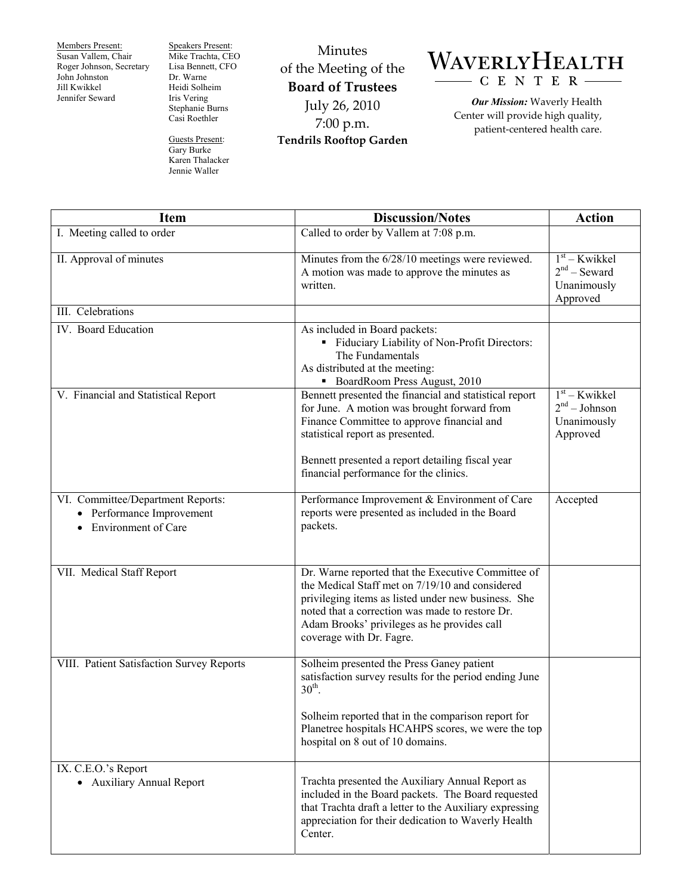Members Present:
Susan Vallem, Chair
Roger Johnson, Secretary
John Johnston
Jill Kwikkel
Jennifer Seward

Speakers Present:
Mike Trachta, CEO
Lisa Bennett, CFO
Dr. Warne
Heidi Solheim
Iris Vering
Stephanie Burns
Casi Roethler

Guests Present:
Gary Burke
Karen Thalacker
Jennie Waller

# Minutes of the Meeting of the **Board of Trustees**

July 26, 2010
7:00 p.m.
**Tendrils Rooftop Garden**

**WAVERLY HEALTH CENTER**

***Our Mission:*** Waverly Health Center will provide high quality, patient-centered health care.

| Item | Discussion/Notes | Action |
|---|---|---|
| I. Meeting called to order | Called to order by Vallem at 7:08 p.m. | |
| II. Approval of minutes | Minutes from the 6/28/10 meetings were reviewed. A motion was made to approve the minutes as written. | 1st – Kwikkel<br>2nd – Seward<br>Unanimously Approved |
| III. Celebrations | | |
| IV. Board Education | As included in Board packets:<br>▪ Fiduciary Liability of Non-Profit Directors: The Fundamentals<br>As distributed at the meeting:<br>▪ BoardRoom Press August, 2010 | |
| V. Financial and Statistical Report | Bennett presented the financial and statistical report for June. A motion was brought forward from Finance Committee to approve financial and statistical report as presented.<br><br>Bennett presented a report detailing fiscal year financial performance for the clinics. | 1st – Kwikkel<br>2nd – Johnson<br>Unanimously Approved |
| VI. Committee/Department Reports:<br>• Performance Improvement<br>• Environment of Care | Performance Improvement & Environment of Care reports were presented as included in the Board packets. | Accepted |
| VII. Medical Staff Report | Dr. Warne reported that the Executive Committee of the Medical Staff met on 7/19/10 and considered privileging items as listed under new business. She noted that a correction was made to restore Dr. Adam Brooks' privileges as he provides call coverage with Dr. Fagre. | |
| VIII. Patient Satisfaction Survey Reports | Solheim presented the Press Ganey patient satisfaction survey results for the period ending June 30th.<br><br>Solheim reported that in the comparison report for Planetree hospitals HCAHPS scores, we were the top hospital on 8 out of 10 domains. | |
| IX. C.E.O.'s Report<br>• Auxiliary Annual Report | Trachta presented the Auxiliary Annual Report as included in the Board packets. The Board requested that Trachta draft a letter to the Auxiliary expressing appreciation for their dedication to Waverly Health Center. | |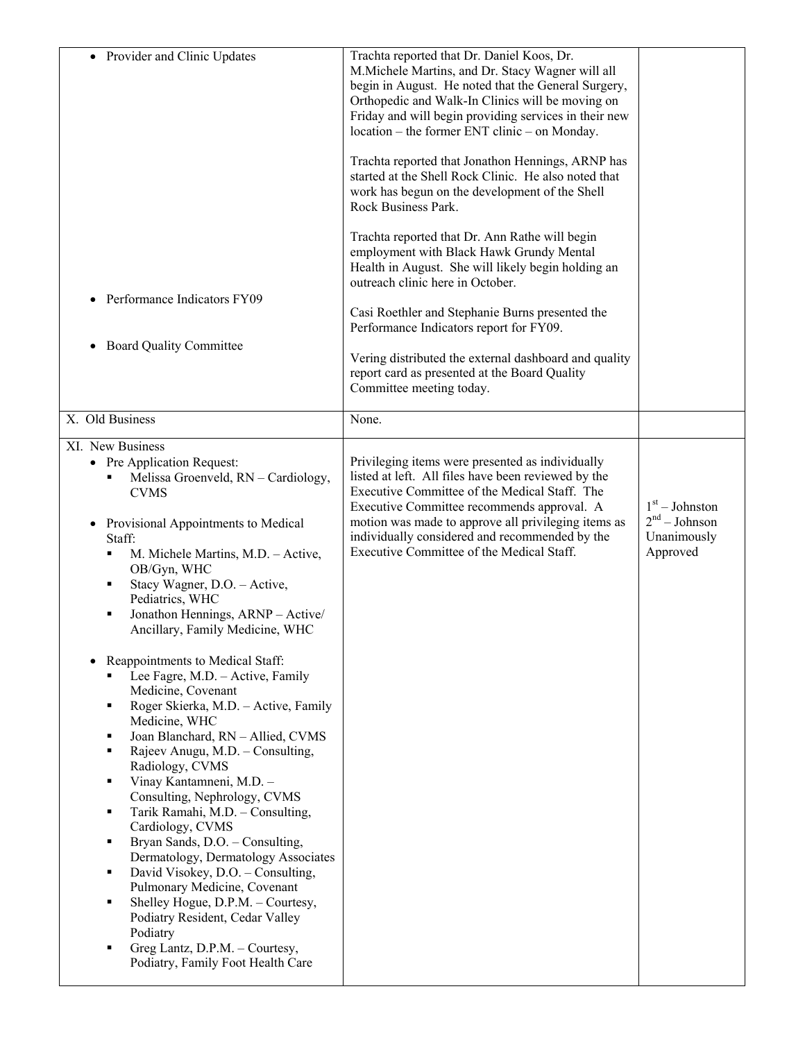| | | |
|---|---|---|
| • Provider and Clinic Updates | Trachta reported that Dr. Daniel Koos, Dr. M.Michele Martins, and Dr. Stacy Wagner will all begin in August. He noted that the General Surgery, Orthopedic and Walk-In Clinics will be moving on Friday and will begin providing services in their new location – the former ENT clinic – on Monday.<br><br>Trachta reported that Jonathon Hennings, ARNP has started at the Shell Rock Clinic. He also noted that work has begun on the development of the Shell Rock Business Park.<br><br>Trachta reported that Dr. Ann Rathe will begin employment with Black Hawk Grundy Mental Health in August. She will likely begin holding an outreach clinic here in October. | |
| • Performance Indicators FY09 | Casi Roethler and Stephanie Burns presented the Performance Indicators report for FY09. | |
| • Board Quality Committee | Vering distributed the external dashboard and quality report card as presented at the Board Quality Committee meeting today. | |
| X. Old Business | None. | |
| XI. New Business<br>• Pre Application Request:<br>▪ Melissa Groenveld, RN – Cardiology, CVMS<br><br>• Provisional Appointments to Medical Staff:<br>▪ M. Michele Martins, M.D. – Active, OB/Gyn, WHC<br>▪ Stacy Wagner, D.O. – Active, Pediatrics, WHC<br>▪ Jonathon Hennings, ARNP – Active/ Ancillary, Family Medicine, WHC<br><br>• Reappointments to Medical Staff:<br>▪ Lee Fagre, M.D. – Active, Family Medicine, Covenant<br>▪ Roger Skierka, M.D. – Active, Family Medicine, WHC<br>▪ Joan Blanchard, RN – Allied, CVMS<br>▪ Rajeev Anugu, M.D. – Consulting, Radiology, CVMS<br>▪ Vinay Kantamneni, M.D. – Consulting, Nephrology, CVMS<br>▪ Tarik Ramahi, M.D. – Consulting, Cardiology, CVMS<br>▪ Bryan Sands, D.O. – Consulting, Dermatology, Dermatology Associates<br>▪ David Visokey, D.O. – Consulting, Pulmonary Medicine, Covenant<br>▪ Shelley Hogue, D.P.M. – Courtesy, Podiatry Resident, Cedar Valley Podiatry<br>▪ Greg Lantz, D.P.M. – Courtesy, Podiatry, Family Foot Health Care | Privileging items were presented as individually listed at left. All files have been reviewed by the Executive Committee of the Medical Staff. The Executive Committee recommends approval. A motion was made to approve all privileging items as individually considered and recommended by the Executive Committee of the Medical Staff. | 1st – Johnston<br>2nd – Johnson<br>Unanimously Approved |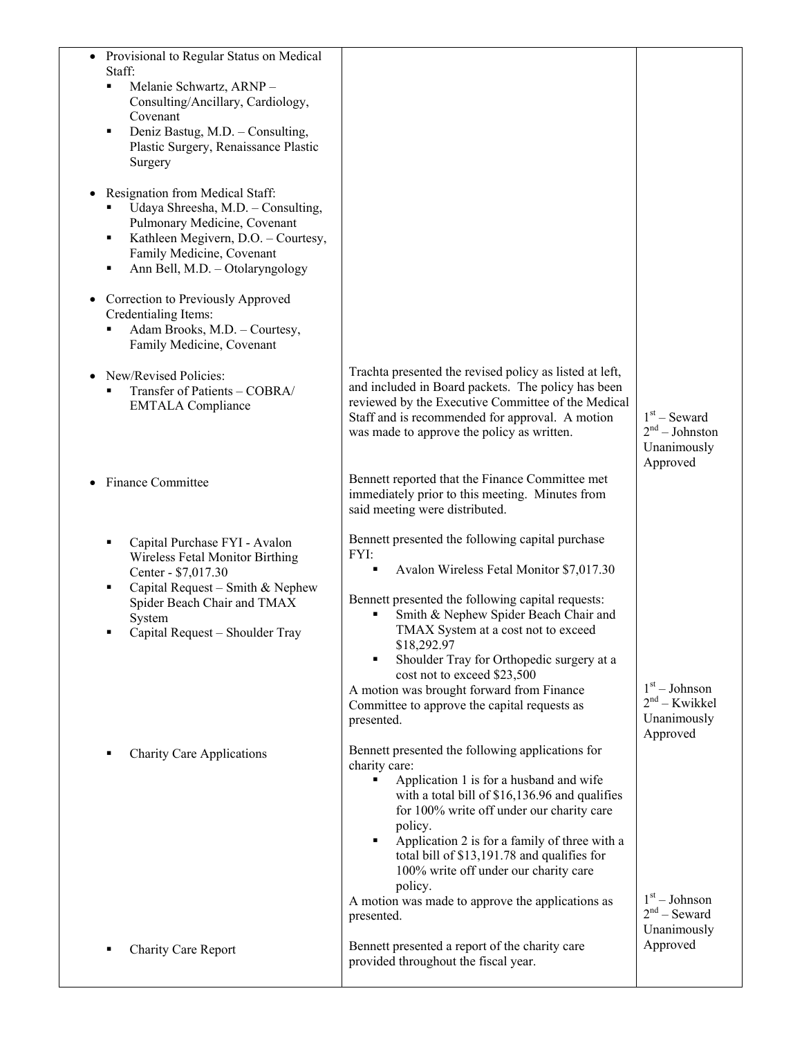| | | |
|---|---|---|
| • Provisional to Regular Status on Medical Staff:<br>▪ Melanie Schwartz, ARNP – Consulting/Ancillary, Cardiology, Covenant<br>▪ Deniz Bastug, M.D. – Consulting, Plastic Surgery, Renaissance Plastic Surgery<br><br>• Resignation from Medical Staff:<br>▪ Udaya Shreesha, M.D. – Consulting, Pulmonary Medicine, Covenant<br>▪ Kathleen Megivern, D.O. – Courtesy, Family Medicine, Covenant<br>▪ Ann Bell, M.D. – Otolaryngology<br><br>• Correction to Previously Approved Credentialing Items:<br>▪ Adam Brooks, M.D. – Courtesy, Family Medicine, Covenant | | |
| • New/Revised Policies:<br>▪ Transfer of Patients – COBRA/ EMTALA Compliance | Trachta presented the revised policy as listed at left, and included in Board packets. The policy has been reviewed by the Executive Committee of the Medical Staff and is recommended for approval. A motion was made to approve the policy as written. | 1st – Seward<br>2nd – Johnston<br>Unanimously Approved |
| • Finance Committee | Bennett reported that the Finance Committee met immediately prior to this meeting. Minutes from said meeting were distributed. | |
| ▪ Capital Purchase FYI - Avalon Wireless Fetal Monitor Birthing Center - $7,017.30<br>▪ Capital Request – Smith & Nephew Spider Beach Chair and TMAX System<br>▪ Capital Request – Shoulder Tray | Bennett presented the following capital purchase FYI:<br>▪ Avalon Wireless Fetal Monitor $7,017.30<br><br>Bennett presented the following capital requests:<br>▪ Smith & Nephew Spider Beach Chair and TMAX System at a cost not to exceed $18,292.97<br>▪ Shoulder Tray for Orthopedic surgery at a cost not to exceed $23,500<br><br>A motion was brought forward from Finance Committee to approve the capital requests as presented. | 1st – Johnson<br>2nd – Kwikkel<br>Unanimously Approved |
| ▪ Charity Care Applications | Bennett presented the following applications for charity care:<br>▪ Application 1 is for a husband and wife with a total bill of $16,136.96 and qualifies for 100% write off under our charity care policy.<br>▪ Application 2 is for a family of three with a total bill of $13,191.78 and qualifies for 100% write off under our charity care policy.<br><br>A motion was made to approve the applications as presented. | 1st – Johnson<br>2nd – Seward<br>Unanimously Approved |
| ▪ Charity Care Report | Bennett presented a report of the charity care provided throughout the fiscal year. | |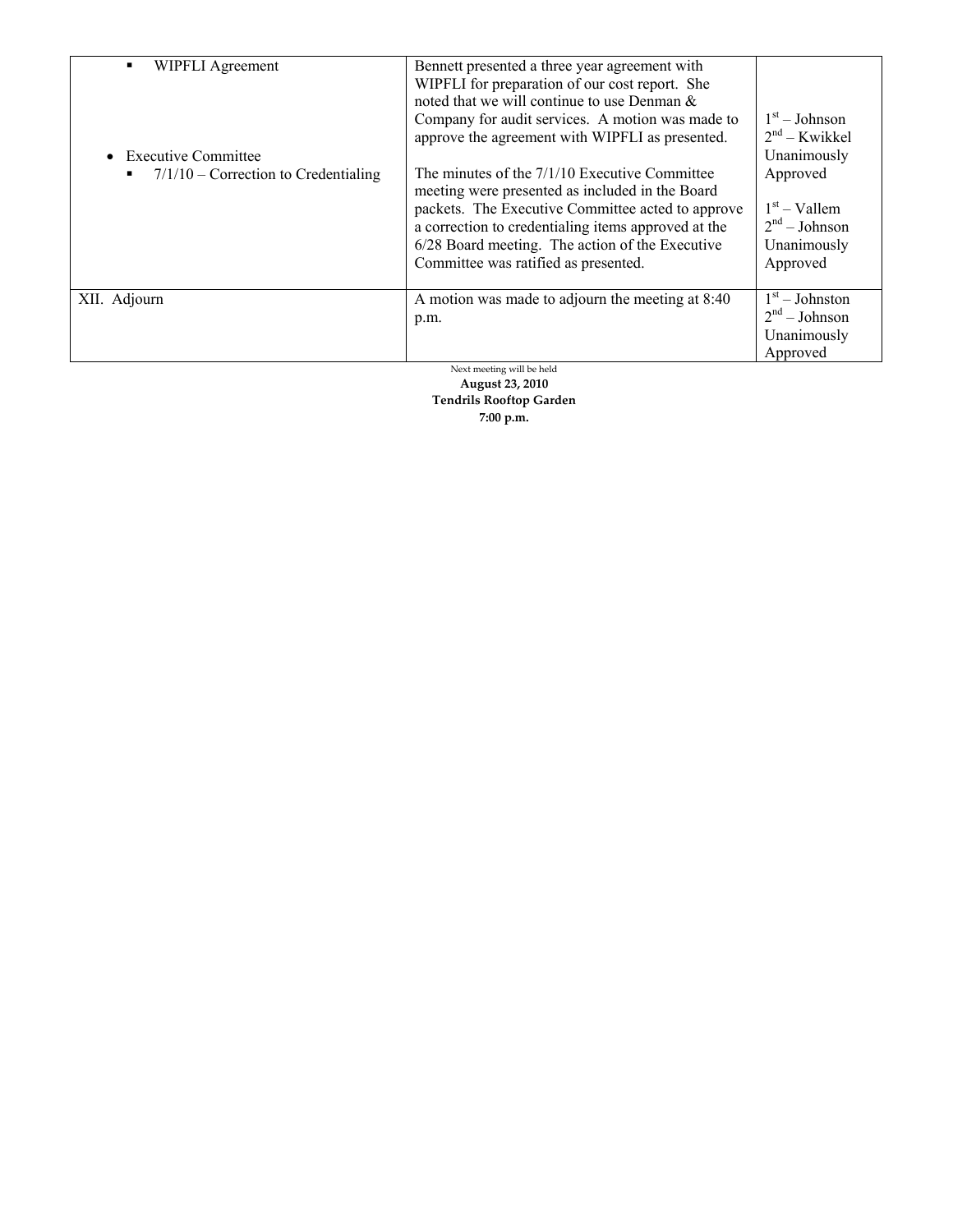| | | |
|---|---|---|
| ▪ WIPFLI Agreement | Bennett presented a three year agreement with WIPFLI for preparation of our cost report. She noted that we will continue to use Denman & Company for audit services. A motion was made to approve the agreement with WIPFLI as presented. | 1st – Johnson<br>2nd – Kwikkel<br>Unanimously Approved |
| • Executive Committee<br>▪ 7/1/10 – Correction to Credentialing | The minutes of the 7/1/10 Executive Committee meeting were presented as included in the Board packets. The Executive Committee acted to approve a correction to credentialing items approved at the 6/28 Board meeting. The action of the Executive Committee was ratified as presented. | 1st – Vallem<br>2nd – Johnson<br>Unanimously Approved |
| XII. Adjourn | A motion was made to adjourn the meeting at 8:40 p.m. | 1st – Johnston<br>2nd – Johnson<br>Unanimously Approved |

Next meeting will be held
**August 23, 2010**
**Tendrils Rooftop Garden**
**7:00 p.m.**